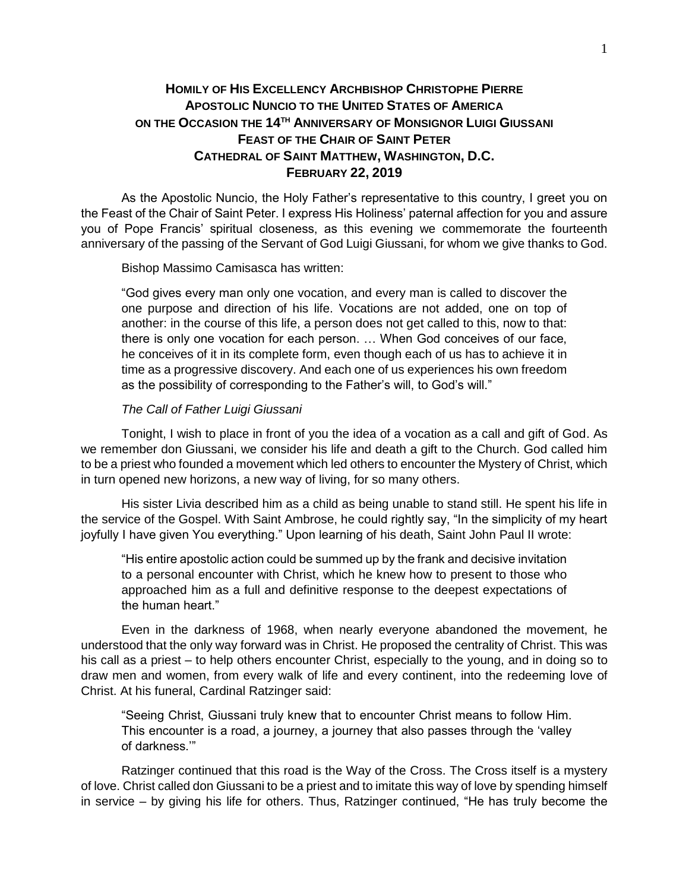# Homily of His Excellency Archbishop Christophe Pierre
# Apostolic Nuncio to the United States of America
# on the Occasion the 14th Anniversary of Monsignor Luigi Giussani
# Feast of the Chair of Saint Peter
# Cathedral of Saint Matthew, Washington, D.C.
# February 22, 2019

As the Apostolic Nuncio, the Holy Father's representative to this country, I greet you on the Feast of the Chair of Saint Peter. I express His Holiness' paternal affection for you and assure you of Pope Francis' spiritual closeness, as this evening we commemorate the fourteenth anniversary of the passing of the Servant of God Luigi Giussani, for whom we give thanks to God.

Bishop Massimo Camisasca has written:

> "God gives every man only one vocation, and every man is called to discover the one purpose and direction of his life. Vocations are not added, one on top of another: in the course of this life, a person does not get called to this, now to that: there is only one vocation for each person. … When God conceives of our face, he conceives of it in its complete form, even though each of us has to achieve it in time as a progressive discovery. And each one of us experiences his own freedom as the possibility of corresponding to the Father's will, to God's will."

*The Call of Father Luigi Giussani*

Tonight, I wish to place in front of you the idea of a vocation as a call and gift of God. As we remember don Giussani, we consider his life and death a gift to the Church. God called him to be a priest who founded a movement which led others to encounter the Mystery of Christ, which in turn opened new horizons, a new way of living, for so many others.

His sister Livia described him as a child as being unable to stand still. He spent his life in the service of the Gospel. With Saint Ambrose, he could rightly say, "In the simplicity of my heart joyfully I have given You everything." Upon learning of his death, Saint John Paul II wrote:

> "His entire apostolic action could be summed up by the frank and decisive invitation to a personal encounter with Christ, which he knew how to present to those who approached him as a full and definitive response to the deepest expectations of the human heart."

Even in the darkness of 1968, when nearly everyone abandoned the movement, he understood that the only way forward was in Christ. He proposed the centrality of Christ. This was his call as a priest – to help others encounter Christ, especially to the young, and in doing so to draw men and women, from every walk of life and every continent, into the redeeming love of Christ. At his funeral, Cardinal Ratzinger said:

> "Seeing Christ, Giussani truly knew that to encounter Christ means to follow Him. This encounter is a road, a journey, a journey that also passes through the 'valley of darkness.'"

Ratzinger continued that this road is the Way of the Cross. The Cross itself is a mystery of love. Christ called don Giussani to be a priest and to imitate this way of love by spending himself in service – by giving his life for others. Thus, Ratzinger continued, "He has truly become the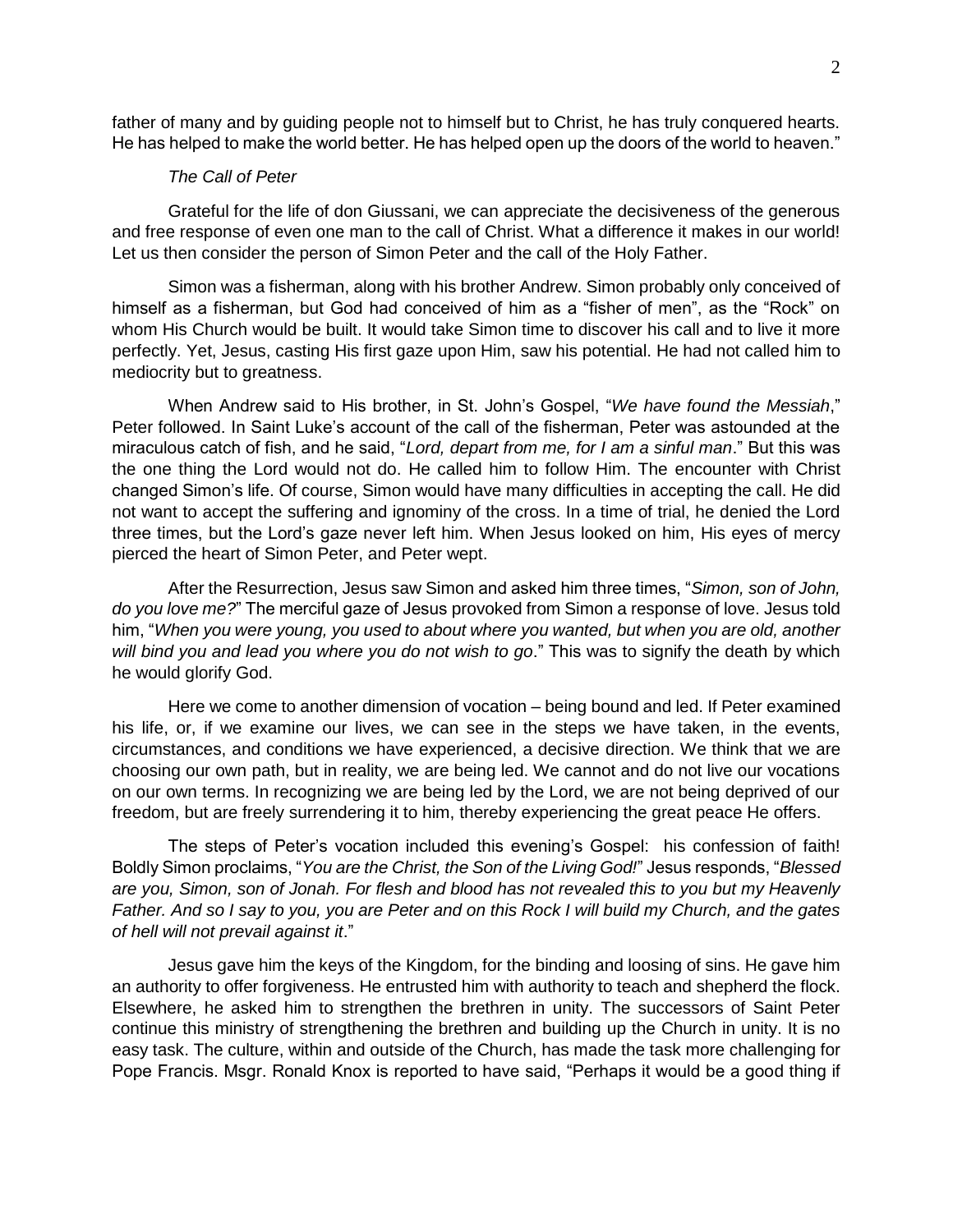father of many and by guiding people not to himself but to Christ, he has truly conquered hearts. He has helped to make the world better. He has helped open up the doors of the world to heaven."

*The Call of Peter*

Grateful for the life of don Giussani, we can appreciate the decisiveness of the generous and free response of even one man to the call of Christ. What a difference it makes in our world! Let us then consider the person of Simon Peter and the call of the Holy Father.

Simon was a fisherman, along with his brother Andrew. Simon probably only conceived of himself as a fisherman, but God had conceived of him as a "fisher of men", as the "Rock" on whom His Church would be built. It would take Simon time to discover his call and to live it more perfectly. Yet, Jesus, casting His first gaze upon Him, saw his potential. He had not called him to mediocrity but to greatness.

When Andrew said to His brother, in St. John's Gospel, "*We have found the Messiah*," Peter followed. In Saint Luke's account of the call of the fisherman, Peter was astounded at the miraculous catch of fish, and he said, "*Lord, depart from me, for I am a sinful man*." But this was the one thing the Lord would not do. He called him to follow Him. The encounter with Christ changed Simon's life. Of course, Simon would have many difficulties in accepting the call. He did not want to accept the suffering and ignominy of the cross. In a time of trial, he denied the Lord three times, but the Lord's gaze never left him. When Jesus looked on him, His eyes of mercy pierced the heart of Simon Peter, and Peter wept.

After the Resurrection, Jesus saw Simon and asked him three times, "*Simon, son of John, do you love me?*" The merciful gaze of Jesus provoked from Simon a response of love. Jesus told him, "*When you were young, you used to about where you wanted, but when you are old, another will bind you and lead you where you do not wish to go*." This was to signify the death by which he would glorify God.

Here we come to another dimension of vocation – being bound and led. If Peter examined his life, or, if we examine our lives, we can see in the steps we have taken, in the events, circumstances, and conditions we have experienced, a decisive direction. We think that we are choosing our own path, but in reality, we are being led. We cannot and do not live our vocations on our own terms. In recognizing we are being led by the Lord, we are not being deprived of our freedom, but are freely surrendering it to him, thereby experiencing the great peace He offers.

The steps of Peter's vocation included this evening's Gospel: his confession of faith! Boldly Simon proclaims, "*You are the Christ, the Son of the Living God!*" Jesus responds, "*Blessed are you, Simon, son of Jonah. For flesh and blood has not revealed this to you but my Heavenly Father. And so I say to you, you are Peter and on this Rock I will build my Church, and the gates of hell will not prevail against it*."

Jesus gave him the keys of the Kingdom, for the binding and loosing of sins. He gave him an authority to offer forgiveness. He entrusted him with authority to teach and shepherd the flock. Elsewhere, he asked him to strengthen the brethren in unity. The successors of Saint Peter continue this ministry of strengthening the brethren and building up the Church in unity. It is no easy task. The culture, within and outside of the Church, has made the task more challenging for Pope Francis. Msgr. Ronald Knox is reported to have said, "Perhaps it would be a good thing if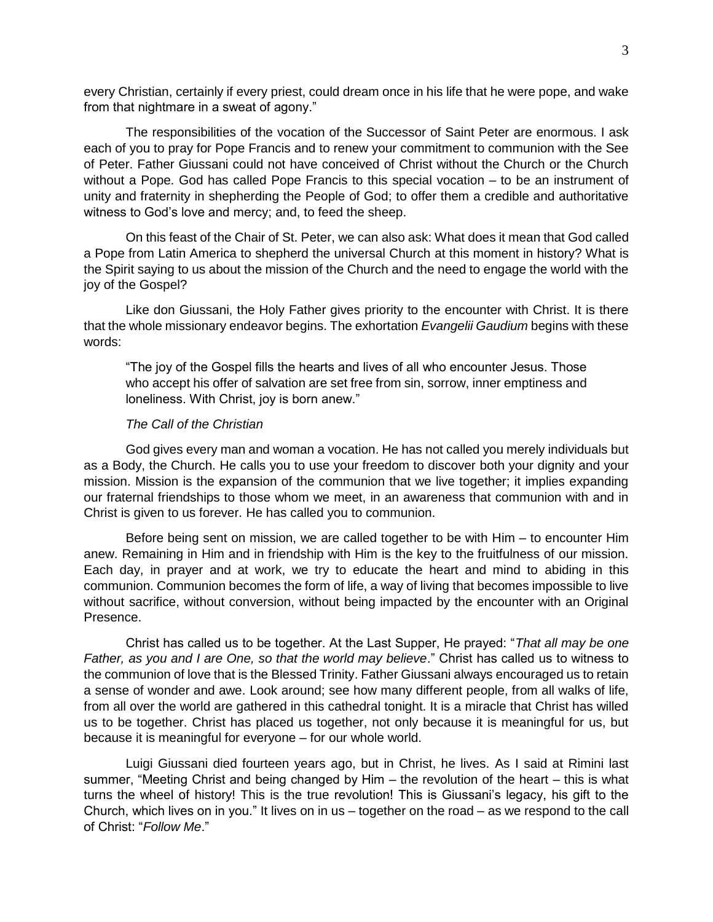every Christian, certainly if every priest, could dream once in his life that he were pope, and wake from that nightmare in a sweat of agony."

The responsibilities of the vocation of the Successor of Saint Peter are enormous. I ask each of you to pray for Pope Francis and to renew your commitment to communion with the See of Peter. Father Giussani could not have conceived of Christ without the Church or the Church without a Pope. God has called Pope Francis to this special vocation – to be an instrument of unity and fraternity in shepherding the People of God; to offer them a credible and authoritative witness to God's love and mercy; and, to feed the sheep.

On this feast of the Chair of St. Peter, we can also ask: What does it mean that God called a Pope from Latin America to shepherd the universal Church at this moment in history? What is the Spirit saying to us about the mission of the Church and the need to engage the world with the joy of the Gospel?

Like don Giussani, the Holy Father gives priority to the encounter with Christ. It is there that the whole missionary endeavor begins. The exhortation *Evangelii Gaudium* begins with these words:

> "The joy of the Gospel fills the hearts and lives of all who encounter Jesus. Those who accept his offer of salvation are set free from sin, sorrow, inner emptiness and loneliness. With Christ, joy is born anew."

*The Call of the Christian*

God gives every man and woman a vocation. He has not called you merely individuals but as a Body, the Church. He calls you to use your freedom to discover both your dignity and your mission. Mission is the expansion of the communion that we live together; it implies expanding our fraternal friendships to those whom we meet, in an awareness that communion with and in Christ is given to us forever. He has called you to communion.

Before being sent on mission, we are called together to be with Him – to encounter Him anew. Remaining in Him and in friendship with Him is the key to the fruitfulness of our mission. Each day, in prayer and at work, we try to educate the heart and mind to abiding in this communion. Communion becomes the form of life, a way of living that becomes impossible to live without sacrifice, without conversion, without being impacted by the encounter with an Original Presence.

Christ has called us to be together. At the Last Supper, He prayed: "*That all may be one Father, as you and I are One, so that the world may believe*." Christ has called us to witness to the communion of love that is the Blessed Trinity. Father Giussani always encouraged us to retain a sense of wonder and awe. Look around; see how many different people, from all walks of life, from all over the world are gathered in this cathedral tonight. It is a miracle that Christ has willed us to be together. Christ has placed us together, not only because it is meaningful for us, but because it is meaningful for everyone – for our whole world.

Luigi Giussani died fourteen years ago, but in Christ, he lives. As I said at Rimini last summer, "Meeting Christ and being changed by Him – the revolution of the heart – this is what turns the wheel of history! This is the true revolution! This is Giussani's legacy, his gift to the Church, which lives on in you." It lives on in us – together on the road – as we respond to the call of Christ: "*Follow Me*."